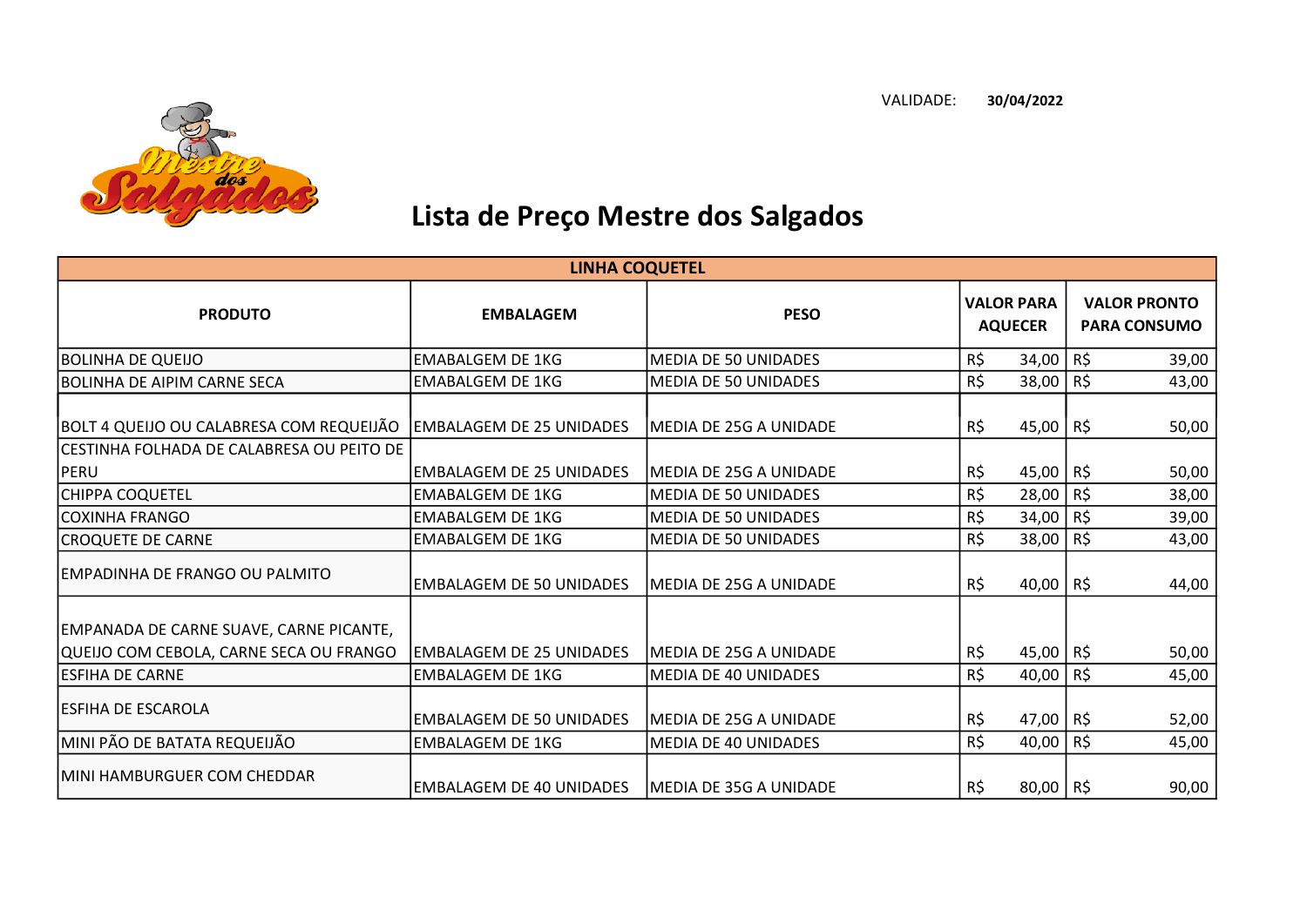VALIDADE: **30/04/2022**

# Lista de Preço Mestre dos Salgados

| LINHA COQUETEL | | | | |
|---|---|---|---|---|
| **PRODUTO** | **EMBALAGEM** | **PESO** | **VALOR PARA AQUECER** | **VALOR PRONTO PARA CONSUMO** |
| BOLINHA DE QUEIJO | EMABALGEM DE 1KG | MEDIA DE 50 UNIDADES | R$ 34,00 | R$ 39,00 |
| BOLINHA DE AIPIM CARNE SECA | EMABALGEM DE 1KG | MEDIA DE 50 UNIDADES | R$ 38,00 | R$ 43,00 |
| BOLT 4 QUEIJO OU CALABRESA COM REQUEIJÃO | EMBALAGEM DE 25 UNIDADES | MEDIA DE 25G A UNIDADE | R$ 45,00 | R$ 50,00 |
| CESTINHA FOLHADA DE CALABRESA OU PEITO DE PERU | EMBALAGEM DE 25 UNIDADES | MEDIA DE 25G A UNIDADE | R$ 45,00 | R$ 50,00 |
| CHIPPA COQUETEL | EMABALGEM DE 1KG | MEDIA DE 50 UNIDADES | R$ 28,00 | R$ 38,00 |
| COXINHA FRANGO | EMABALGEM DE 1KG | MEDIA DE 50 UNIDADES | R$ 34,00 | R$ 39,00 |
| CROQUETE DE CARNE | EMABALGEM DE 1KG | MEDIA DE 50 UNIDADES | R$ 38,00 | R$ 43,00 |
| EMPADINHA DE FRANGO OU PALMITO | EMBALAGEM DE 50 UNIDADES | MEDIA DE 25G A UNIDADE | R$ 40,00 | R$ 44,00 |
| EMPANADA DE CARNE SUAVE, CARNE PICANTE, QUEIJO COM CEBOLA, CARNE SECA OU FRANGO | EMBALAGEM DE 25 UNIDADES | MEDIA DE 25G A UNIDADE | R$ 45,00 | R$ 50,00 |
| ESFIHA DE CARNE | EMABALGEM DE 1KG | MEDIA DE 40 UNIDADES | R$ 40,00 | R$ 45,00 |
| ESFIHA DE ESCAROLA | EMBALAGEM DE 50 UNIDADES | MEDIA DE 25G A UNIDADE | R$ 47,00 | R$ 52,00 |
| MINI PÃO DE BATATA REQUEIJÃO | EMBALAGEM DE 1KG | MEDIA DE 40 UNIDADES | R$ 40,00 | R$ 45,00 |
| MINI HAMBURGUER COM CHEDDAR | EMBALAGEM DE 40 UNIDADES | MEDIA DE 35G A UNIDADE | R$ 80,00 | R$ 90,00 |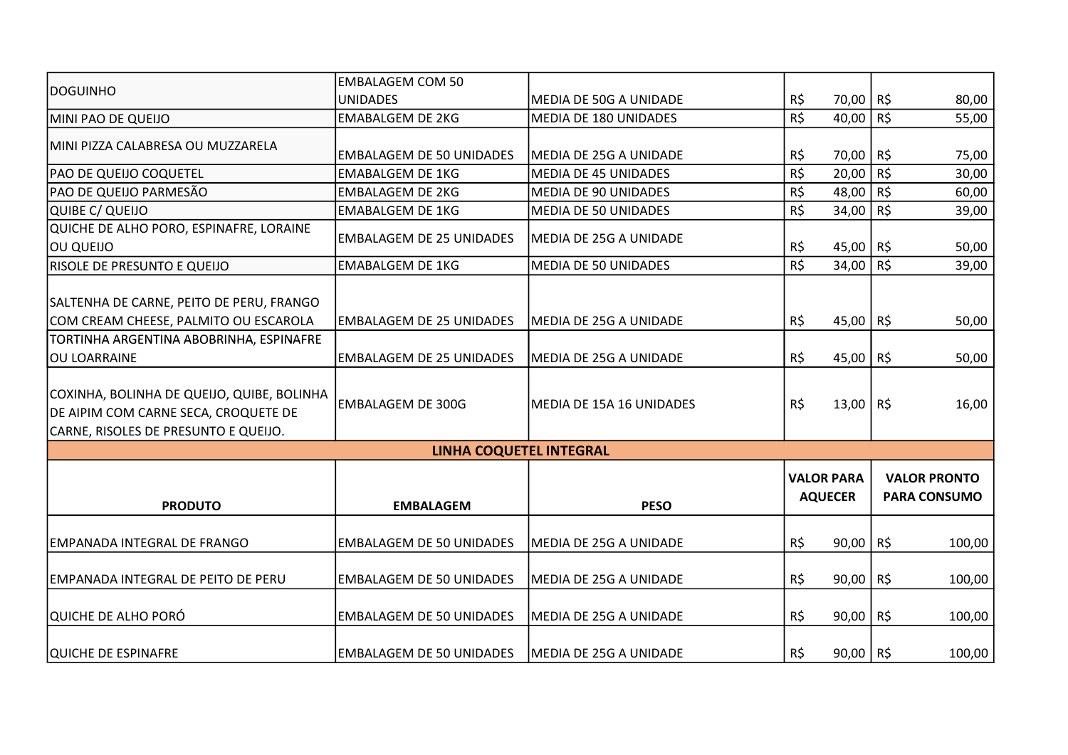| | | | | |
|---|---|---|---|---|
| DOGUINHO | EMBALAGEM COM 50 UNIDADES | MEDIA DE 50G A UNIDADE | R$ 70,00 | R$ 80,00 |
| MINI PAO DE QUEIJO | EMABALGEM DE 2KG | MEDIA DE 180 UNIDADES | R$ 40,00 | R$ 55,00 |
| MINI PIZZA CALABRESA OU MUZZARELA | EMBALAGEM DE 50 UNIDADES | MEDIA DE 25G A UNIDADE | R$ 70,00 | R$ 75,00 |
| PAO DE QUEIJO COQUETEL | EMABALGEM DE 1KG | MEDIA DE 45 UNIDADES | R$ 20,00 | R$ 30,00 |
| PAO DE QUEIJO PARMESÃO | EMABALGEM DE 2KG | MEDIA DE 90 UNIDADES | R$ 48,00 | R$ 60,00 |
| QUIBE C/ QUEIJO | EMABALGEM DE 1KG | MEDIA DE 50 UNIDADES | R$ 34,00 | R$ 39,00 |
| QUICHE DE ALHO PORO, ESPINAFRE, LORAINE OU QUEIJO | EMBALAGEM DE 25 UNIDADES | MEDIA DE 25G A UNIDADE | R$ 45,00 | R$ 50,00 |
| RISOLE DE PRESUNTO E QUEIJO | EMABALGEM DE 1KG | MEDIA DE 50 UNIDADES | R$ 34,00 | R$ 39,00 |
| SALTENHA DE CARNE, PEITO DE PERU, FRANGO COM CREAM CHEESE, PALMITO OU ESCAROLA | EMBALAGEM DE 25 UNIDADES | MEDIA DE 25G A UNIDADE | R$ 45,00 | R$ 50,00 |
| TORTINHA ARGENTINA ABOBRINHA, ESPINAFRE OU LOARRAINE | EMBALAGEM DE 25 UNIDADES | MEDIA DE 25G A UNIDADE | R$ 45,00 | R$ 50,00 |
| COXINHA, BOLINHA DE QUEIJO, QUIBE, BOLINHA DE AIPIM COM CARNE SECA, CROQUETE DE CARNE, RISOLES DE PRESUNTO E QUEIJO. | EMBALAGEM DE 300G | MEDIA DE 15A 16 UNIDADES | R$ 13,00 | R$ 16,00 |

## LINHA COQUETEL INTEGRAL

| PRODUTO | EMBALAGEM | PESO | VALOR PARA AQUECER | VALOR PRONTO PARA CONSUMO |
|---|---|---|---|---|
| EMPANADA INTEGRAL DE FRANGO | EMBALAGEM DE 50 UNIDADES | MEDIA DE 25G A UNIDADE | R$ 90,00 | R$ 100,00 |
| EMPANADA INTEGRAL DE PEITO DE PERU | EMBALAGEM DE 50 UNIDADES | MEDIA DE 25G A UNIDADE | R$ 90,00 | R$ 100,00 |
| QUICHE DE ALHO PORÓ | EMBALAGEM DE 50 UNIDADES | MEDIA DE 25G A UNIDADE | R$ 90,00 | R$ 100,00 |
| QUICHE DE ESPINAFRE | EMBALAGEM DE 50 UNIDADES | MEDIA DE 25G A UNIDADE | R$ 90,00 | R$ 100,00 |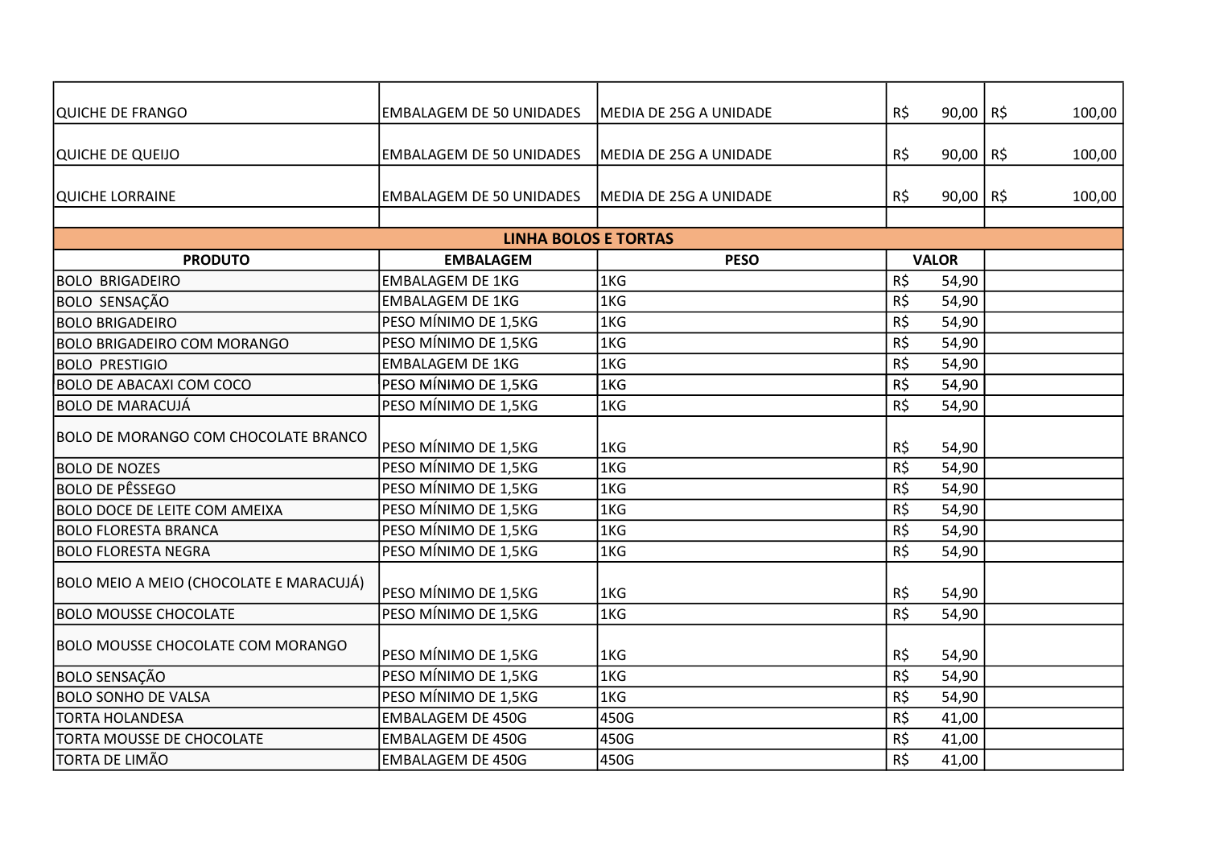| | | | | |
|---|---|---|---|---|
| QUICHE DE FRANGO | EMBALAGEM DE 50 UNIDADES | MEDIA DE 25G A UNIDADE | R$ 90,00 | R$ 100,00 |
| QUICHE DE QUEIJO | EMBALAGEM DE 50 UNIDADES | MEDIA DE 25G A UNIDADE | R$ 90,00 | R$ 100,00 |
| QUICHE LORRAINE | EMBALAGEM DE 50 UNIDADES | MEDIA DE 25G A UNIDADE | R$ 90,00 | R$ 100,00 |

**LINHA BOLOS E TORTAS**

| PRODUTO | EMBALAGEM | PESO | VALOR | |
|---|---|---|---|---|
| BOLO BRIGADEIRO | EMBALAGEM DE 1KG | 1KG | R$ 54,90 | |
| BOLO SENSAÇÃO | EMBALAGEM DE 1KG | 1KG | R$ 54,90 | |
| BOLO BRIGADEIRO | PESO MÍNIMO DE 1,5KG | 1KG | R$ 54,90 | |
| BOLO BRIGADEIRO COM MORANGO | PESO MÍNIMO DE 1,5KG | 1KG | R$ 54,90 | |
| BOLO PRESTIGIO | EMBALAGEM DE 1KG | 1KG | R$ 54,90 | |
| BOLO DE ABACAXI COM COCO | PESO MÍNIMO DE 1,5KG | 1KG | R$ 54,90 | |
| BOLO DE MARACUJÁ | PESO MÍNIMO DE 1,5KG | 1KG | R$ 54,90 | |
| BOLO DE MORANGO COM CHOCOLATE BRANCO | PESO MÍNIMO DE 1,5KG | 1KG | R$ 54,90 | |
| BOLO DE NOZES | PESO MÍNIMO DE 1,5KG | 1KG | R$ 54,90 | |
| BOLO DE PÊSSEGO | PESO MÍNIMO DE 1,5KG | 1KG | R$ 54,90 | |
| BOLO DOCE DE LEITE COM AMEIXA | PESO MÍNIMO DE 1,5KG | 1KG | R$ 54,90 | |
| BOLO FLORESTA BRANCA | PESO MÍNIMO DE 1,5KG | 1KG | R$ 54,90 | |
| BOLO FLORESTA NEGRA | PESO MÍNIMO DE 1,5KG | 1KG | R$ 54,90 | |
| BOLO MEIO A MEIO (CHOCOLATE E MARACUJÁ) | PESO MÍNIMO DE 1,5KG | 1KG | R$ 54,90 | |
| BOLO MOUSSE CHOCOLATE | PESO MÍNIMO DE 1,5KG | 1KG | R$ 54,90 | |
| BOLO MOUSSE CHOCOLATE COM MORANGO | PESO MÍNIMO DE 1,5KG | 1KG | R$ 54,90 | |
| BOLO SENSAÇÃO | PESO MÍNIMO DE 1,5KG | 1KG | R$ 54,90 | |
| BOLO SONHO DE VALSA | PESO MÍNIMO DE 1,5KG | 1KG | R$ 54,90 | |
| TORTA HOLANDESA | EMBALAGEM DE 450G | 450G | R$ 41,00 | |
| TORTA MOUSSE DE CHOCOLATE | EMBALAGEM DE 450G | 450G | R$ 41,00 | |
| TORTA DE LIMÃO | EMBALAGEM DE 450G | 450G | R$ 41,00 | |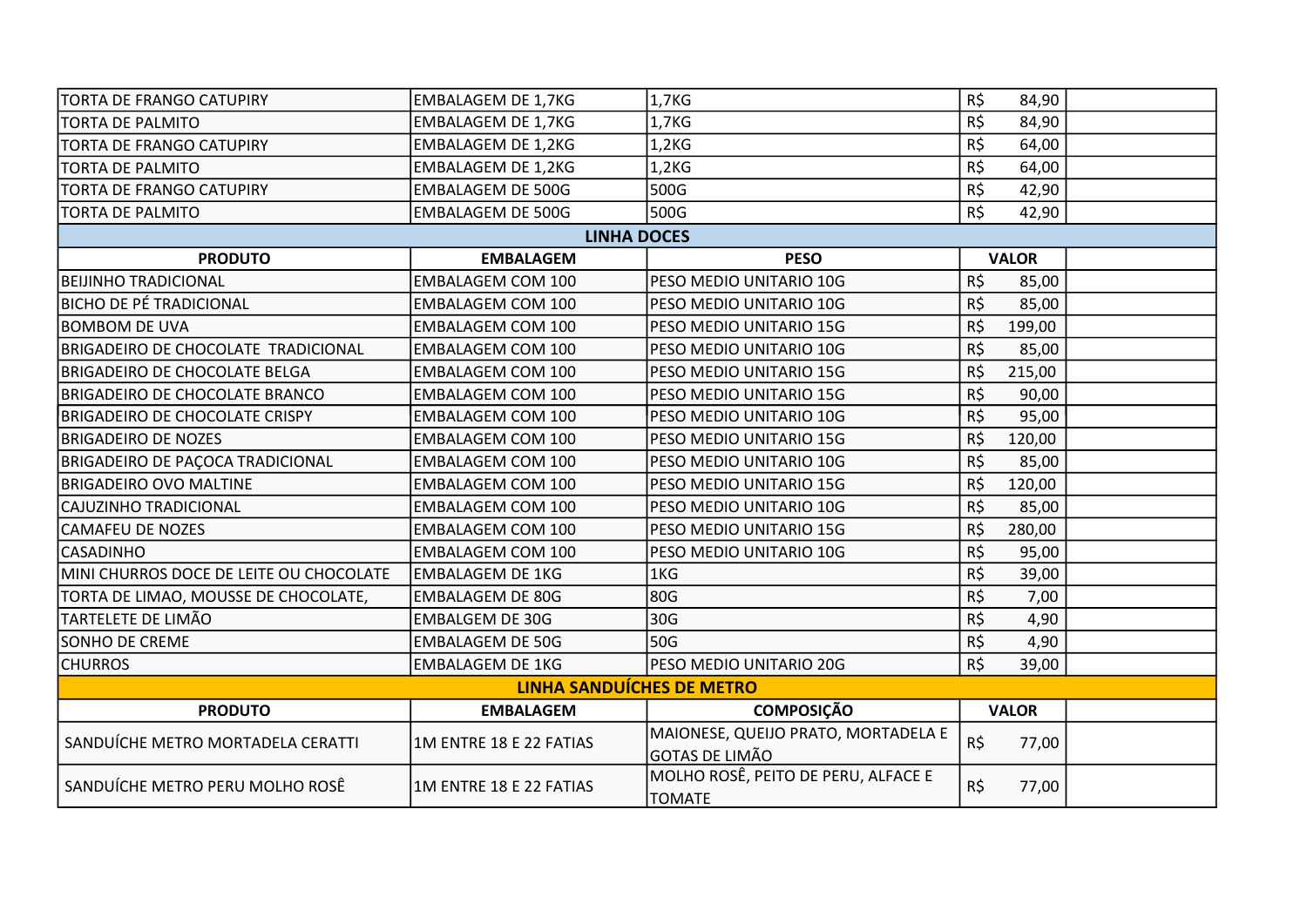| | | | | |
|---|---|---|---|---|
| TORTA DE FRANGO CATUPIRY | EMBALAGEM DE 1,7KG | 1,7KG | R$ 84,90 | |
| TORTA DE PALMITO | EMBALAGEM DE 1,7KG | 1,7KG | R$ 84,90 | |
| TORTA DE FRANGO CATUPIRY | EMBALAGEM DE 1,2KG | 1,2KG | R$ 64,00 | |
| TORTA DE PALMITO | EMBALAGEM DE 1,2KG | 1,2KG | R$ 64,00 | |
| TORTA DE FRANGO CATUPIRY | EMBALAGEM DE 500G | 500G | R$ 42,90 | |
| TORTA DE PALMITO | EMBALAGEM DE 500G | 500G | R$ 42,90 | |

## LINHA DOCES

| PRODUTO | EMBALAGEM | PESO | VALOR | |
|---|---|---|---|---|
| BEIJINHO TRADICIONAL | EMBALAGEM COM 100 | PESO MEDIO UNITARIO 10G | R$ 85,00 | |
| BICHO DE PÉ TRADICIONAL | EMBALAGEM COM 100 | PESO MEDIO UNITARIO 10G | R$ 85,00 | |
| BOMBOM DE UVA | EMBALAGEM COM 100 | PESO MEDIO UNITARIO 15G | R$ 199,00 | |
| BRIGADEIRO DE CHOCOLATE TRADICIONAL | EMBALAGEM COM 100 | PESO MEDIO UNITARIO 10G | R$ 85,00 | |
| BRIGADEIRO DE CHOCOLATE BELGA | EMBALAGEM COM 100 | PESO MEDIO UNITARIO 15G | R$ 215,00 | |
| BRIGADEIRO DE CHOCOLATE BRANCO | EMBALAGEM COM 100 | PESO MEDIO UNITARIO 15G | R$ 90,00 | |
| BRIGADEIRO DE CHOCOLATE CRISPY | EMBALAGEM COM 100 | PESO MEDIO UNITARIO 10G | R$ 95,00 | |
| BRIGADEIRO DE NOZES | EMBALAGEM COM 100 | PESO MEDIO UNITARIO 15G | R$ 120,00 | |
| BRIGADEIRO DE PAÇOCA TRADICIONAL | EMBALAGEM COM 100 | PESO MEDIO UNITARIO 10G | R$ 85,00 | |
| BRIGADEIRO OVO MALTINE | EMBALAGEM COM 100 | PESO MEDIO UNITARIO 15G | R$ 120,00 | |
| CAJUZINHO TRADICIONAL | EMBALAGEM COM 100 | PESO MEDIO UNITARIO 10G | R$ 85,00 | |
| CAMAFEU DE NOZES | EMBALAGEM COM 100 | PESO MEDIO UNITARIO 15G | R$ 280,00 | |
| CASADINHO | EMBALAGEM COM 100 | PESO MEDIO UNITARIO 10G | R$ 95,00 | |
| MINI CHURROS DOCE DE LEITE OU CHOCOLATE | EMBALAGEM DE 1KG | 1KG | R$ 39,00 | |
| TORTA DE LIMAO, MOUSSE DE CHOCOLATE, | EMBALAGEM DE 80G | 80G | R$ 7,00 | |
| TARTELETE DE LIMÃO | EMBALGEM DE 30G | 30G | R$ 4,90 | |
| SONHO DE CREME | EMBALAGEM DE 50G | 50G | R$ 4,90 | |
| CHURROS | EMBALAGEM DE 1KG | PESO MEDIO UNITARIO 20G | R$ 39,00 | |

## LINHA SANDUÍCHES DE METRO

| PRODUTO | EMBALAGEM | COMPOSIÇÃO | VALOR | |
|---|---|---|---|---|
| SANDUÍCHE METRO MORTADELA CERATTI | 1M ENTRE 18 E 22 FATIAS | MAIONESE, QUEIJO PRATO, MORTADELA E GOTAS DE LIMÃO | R$ 77,00 | |
| SANDUÍCHE METRO PERU MOLHO ROSÊ | 1M ENTRE 18 E 22 FATIAS | MOLHO ROSÊ, PEITO DE PERU, ALFACE E TOMATE | R$ 77,00 | |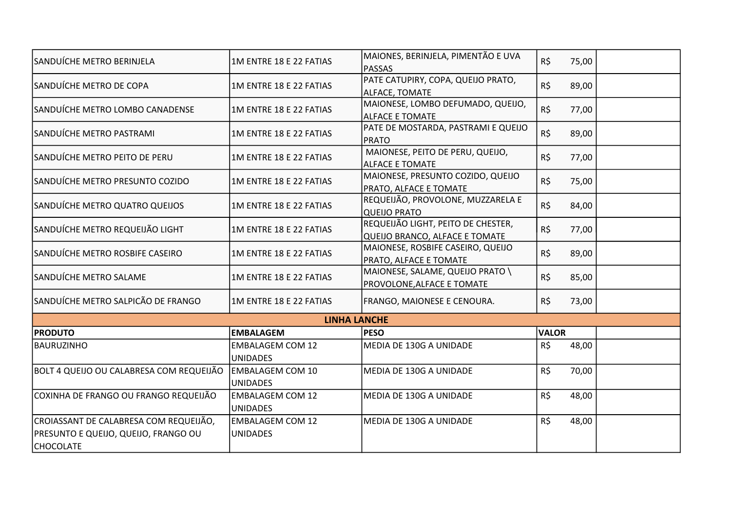| | | | | |
|---|---|---|---|---|
| SANDUÍCHE METRO BERINJELA | 1M ENTRE 18 E 22 FATIAS | MAIONES, BERINJELA, PIMENTÃO E UVA PASSAS | R$ 75,00 | |
| SANDUÍCHE METRO DE COPA | 1M ENTRE 18 E 22 FATIAS | PATE CATUPIRY, COPA, QUEIJO PRATO, ALFACE, TOMATE | R$ 89,00 | |
| SANDUÍCHE METRO LOMBO CANADENSE | 1M ENTRE 18 E 22 FATIAS | MAIONESE, LOMBO DEFUMADO, QUEIJO, ALFACE E TOMATE | R$ 77,00 | |
| SANDUÍCHE METRO PASTRAMI | 1M ENTRE 18 E 22 FATIAS | PATE DE MOSTARDA, PASTRAMI E QUEIJO PRATO | R$ 89,00 | |
| SANDUÍCHE METRO PEITO DE PERU | 1M ENTRE 18 E 22 FATIAS | MAIONESE, PEITO DE PERU, QUEIJO, ALFACE E TOMATE | R$ 77,00 | |
| SANDUÍCHE METRO PRESUNTO COZIDO | 1M ENTRE 18 E 22 FATIAS | MAIONESE, PRESUNTO COZIDO, QUEIJO PRATO, ALFACE E TOMATE | R$ 75,00 | |
| SANDUÍCHE METRO QUATRO QUEIJOS | 1M ENTRE 18 E 22 FATIAS | REQUEIJÃO, PROVOLONE, MUZZARELA E QUEIJO PRATO | R$ 84,00 | |
| SANDUÍCHE METRO REQUEIJÃO LIGHT | 1M ENTRE 18 E 22 FATIAS | REQUEIJÃO LIGHT, PEITO DE CHESTER, QUEIJO BRANCO, ALFACE E TOMATE | R$ 77,00 | |
| SANDUÍCHE METRO ROSBIFE CASEIRO | 1M ENTRE 18 E 22 FATIAS | MAIONESE, ROSBIFE CASEIRO, QUEIJO PRATO, ALFACE E TOMATE | R$ 89,00 | |
| SANDUÍCHE METRO SALAME | 1M ENTRE 18 E 22 FATIAS | MAIONESE, SALAME, QUEIJO PRATO \ PROVOLONE,ALFACE E TOMATE | R$ 85,00 | |
| SANDUÍCHE METRO SALPICÃO DE FRANGO | 1M ENTRE 18 E 22 FATIAS | FRANGO, MAIONESE E CENOURA. | R$ 73,00 | |
| **LINHA LANCHE** | | | | |
| **PRODUTO** | **EMBALAGEM** | **PESO** | **VALOR** | |
| BAURUZINHO | EMBALAGEM COM 12 UNIDADES | MEDIA DE 130G A UNIDADE | R$ 48,00 | |
| BOLT 4 QUEIJO OU CALABRESA COM REQUEIJÃO | EMBALAGEM COM 10 UNIDADES | MEDIA DE 130G A UNIDADE | R$ 70,00 | |
| COXINHA DE FRANGO OU FRANGO REQUEIJÃO | EMBALAGEM COM 12 UNIDADES | MEDIA DE 130G A UNIDADE | R$ 48,00 | |
| CROIASSANT DE CALABRESA COM REQUEIJÃO, PRESUNTO E QUEIJO, QUEIJO, FRANGO OU CHOCOLATE | EMBALAGEM COM 12 UNIDADES | MEDIA DE 130G A UNIDADE | R$ 48,00 | |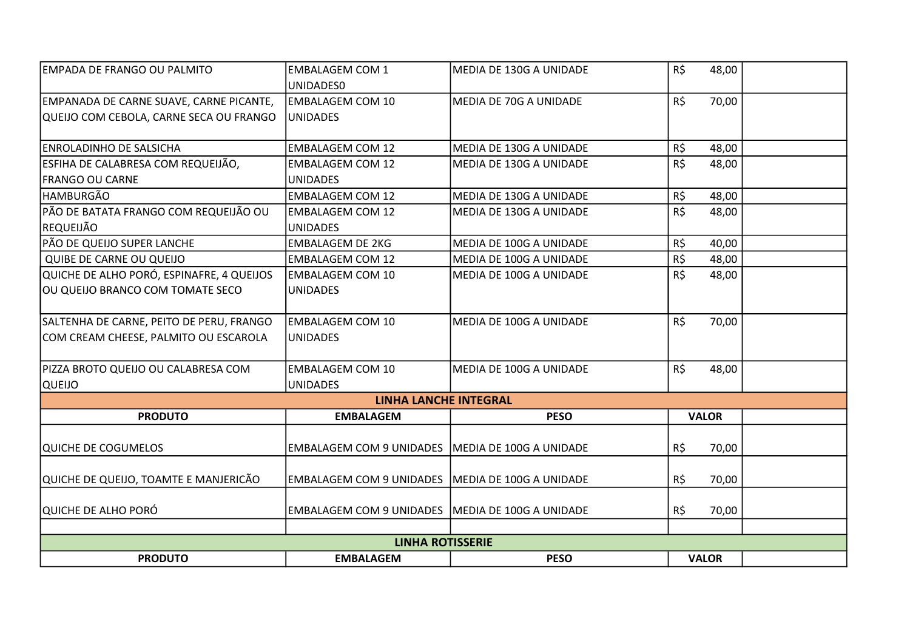| | | | | |
|---|---|---|---|---|
| EMPADA DE FRANGO OU PALMITO | EMBALAGEM COM 1 UNIDADES0 | MEDIA DE 130G A UNIDADE | R$ 48,00 | |
| EMPANADA DE CARNE SUAVE, CARNE PICANTE, QUEIJO COM CEBOLA, CARNE SECA OU FRANGO | EMBALAGEM COM 10 UNIDADES | MEDIA DE 70G A UNIDADE | R$ 70,00 | |
| ENROLADINHO DE SALSICHA | EMBALAGEM COM 12 | MEDIA DE 130G A UNIDADE | R$ 48,00 | |
| ESFIHA DE CALABRESA COM REQUEIJÃO, FRANGO OU CARNE | EMBALAGEM COM 12 UNIDADES | MEDIA DE 130G A UNIDADE | R$ 48,00 | |
| HAMBURGÃO | EMBALAGEM COM 12 | MEDIA DE 130G A UNIDADE | R$ 48,00 | |
| PÃO DE BATATA FRANGO COM REQUEIJÃO OU REQUEIJÃO | EMBALAGEM COM 12 UNIDADES | MEDIA DE 130G A UNIDADE | R$ 48,00 | |
| PÃO DE QUEIJO SUPER LANCHE | EMBALAGEM DE 2KG | MEDIA DE 100G A UNIDADE | R$ 40,00 | |
| QUIBE DE CARNE OU QUEIJO | EMBALAGEM COM 12 | MEDIA DE 100G A UNIDADE | R$ 48,00 | |
| QUICHE DE ALHO PORÓ, ESPINAFRE, 4 QUEIJOS OU QUEIJO BRANCO COM TOMATE SECO | EMBALAGEM COM 10 UNIDADES | MEDIA DE 100G A UNIDADE | R$ 48,00 | |
| SALTENHA DE CARNE, PEITO DE PERU, FRANGO COM CREAM CHEESE, PALMITO OU ESCAROLA | EMBALAGEM COM 10 UNIDADES | MEDIA DE 100G A UNIDADE | R$ 70,00 | |
| PIZZA BROTO QUEIJO OU CALABRESA COM QUEIJO | EMBALAGEM COM 10 UNIDADES | MEDIA DE 100G A UNIDADE | R$ 48,00 | |

**LINHA LANCHE INTEGRAL**

| PRODUTO | EMBALAGEM | PESO | VALOR | |
|---|---|---|---|---|
| QUICHE DE COGUMELOS | EMBALAGEM COM 9 UNIDADES | MEDIA DE 100G A UNIDADE | R$ 70,00 | |
| QUICHE DE QUEIJO, TOAMTE E MANJERICÃO | EMBALAGEM COM 9 UNIDADES | MEDIA DE 100G A UNIDADE | R$ 70,00 | |
| QUICHE DE ALHO PORÓ | EMBALAGEM COM 9 UNIDADES | MEDIA DE 100G A UNIDADE | R$ 70,00 | |
| | | | | |

**LINHA ROTISSERIE**

| PRODUTO | EMBALAGEM | PESO | VALOR | |
|---|---|---|---|---|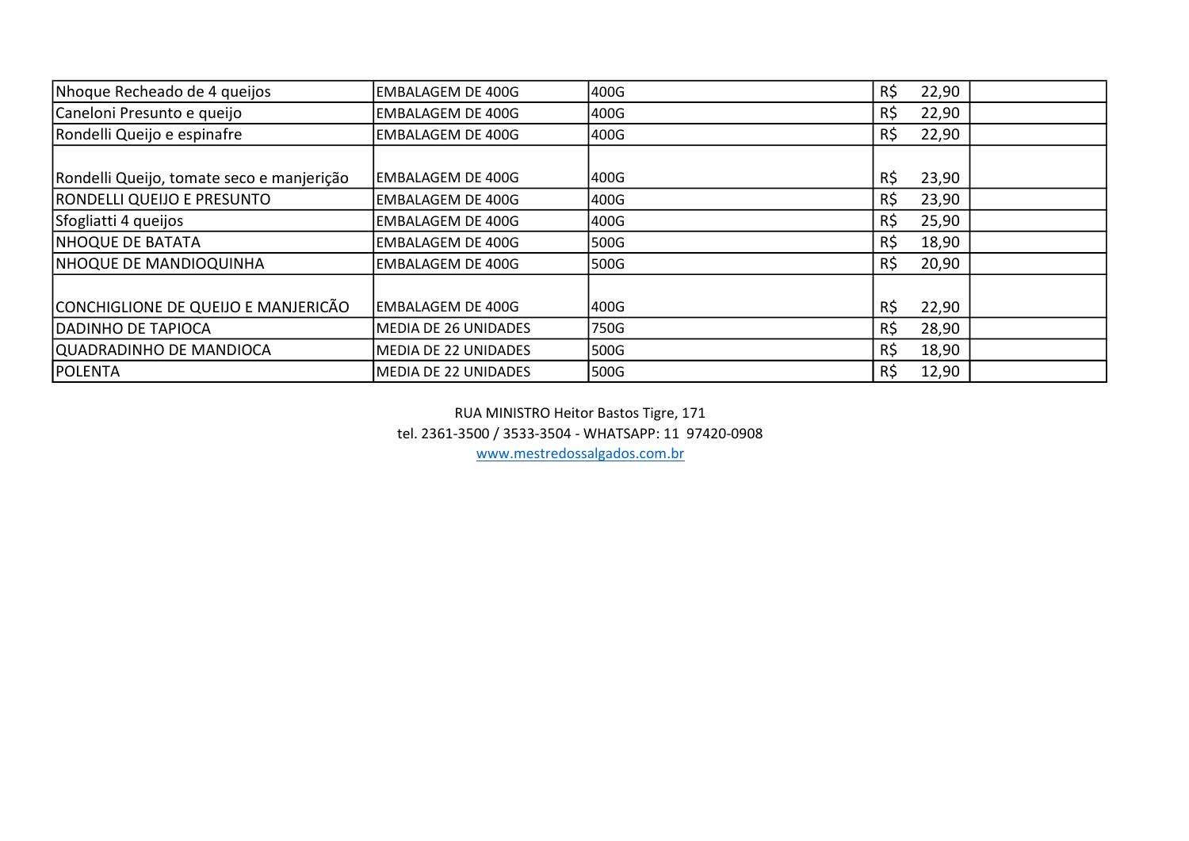| | | | | | |
|---|---|---|---|---|---|
| Nhoque Recheado de 4 queijos | EMBALAGEM DE 400G | 400G | R$ | 22,90 | |
| Caneloni Presunto e queijo | EMBALAGEM DE 400G | 400G | R$ | 22,90 | |
| Rondelli Queijo e espinafre | EMBALAGEM DE 400G | 400G | R$ | 22,90 | |
| Rondelli Queijo, tomate seco e manjerição | EMBALAGEM DE 400G | 400G | R$ | 23,90 | |
| RONDELLI QUEIJO E PRESUNTO | EMBALAGEM DE 400G | 400G | R$ | 23,90 | |
| Sfogliatti 4 queijos | EMBALAGEM DE 400G | 400G | R$ | 25,90 | |
| NHOQUE DE BATATA | EMBALAGEM DE 400G | 500G | R$ | 18,90 | |
| NHOQUE DE MANDIOQUINHA | EMBALAGEM DE 400G | 500G | R$ | 20,90 | |
| CONCHIGLIONE DE QUEIJO E MANJERICÃO | EMBALAGEM DE 400G | 400G | R$ | 22,90 | |
| DADINHO DE TAPIOCA | MEDIA DE 26 UNIDADES | 750G | R$ | 28,90 | |
| QUADRADINHO DE MANDIOCA | MEDIA DE 22 UNIDADES | 500G | R$ | 18,90 | |
| POLENTA | MEDIA DE 22 UNIDADES | 500G | R$ | 12,90 | |

RUA MINISTRO Heitor Bastos Tigre, 171

tel. 2361-3500 / 3533-3504 - WHATSAPP: 11 97420-0908

www.mestredossalgados.com.br